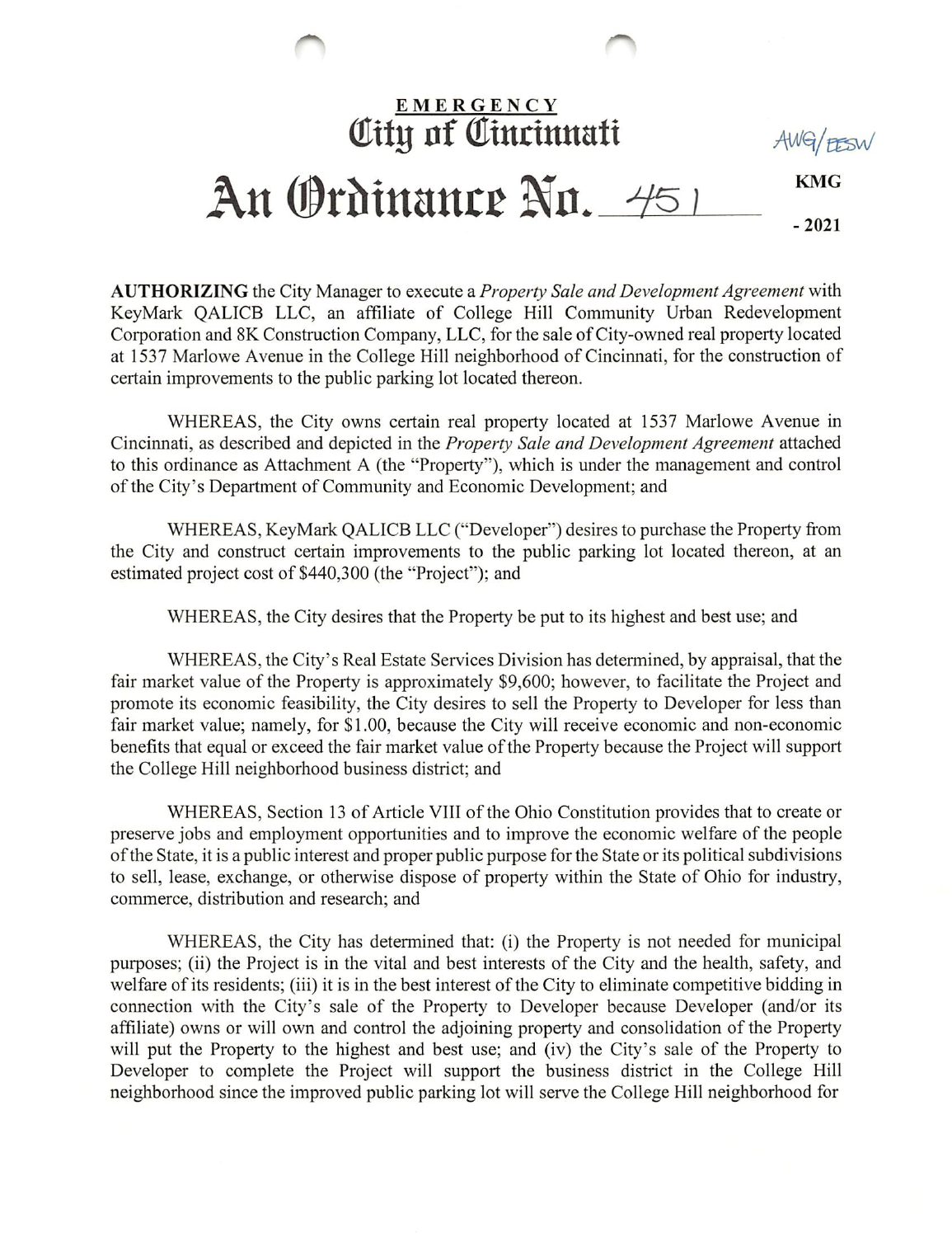**EMERGENCY**

# City of Cincinnati

AWG/EESW

# An Ordinance No. 451

KMG

\- 2021

**AUTHORIZING** the City Manager to execute a *Property Sale and Development Agreement* with KeyMark QALICB LLC, an affiliate of College Hill Community Urban Redevelopment Corporation and 8K Construction Company, LLC, for the sale of City-owned real property located at 1537 Marlowe Avenue in the College Hill neighborhood of Cincinnati, for the construction of certain improvements to the public parking lot located thereon.

WHEREAS, the City owns certain real property located at 1537 Marlowe Avenue in Cincinnati, as described and depicted in the *Property Sale and Development Agreement* attached to this ordinance as Attachment A (the "Property"), which is under the management and control of the City's Department of Community and Economic Development; and

WHEREAS, KeyMark QALICB LLC ("Developer") desires to purchase the Property from the City and construct certain improvements to the public parking lot located thereon, at an estimated project cost of $440,300 (the "Project"); and

WHEREAS, the City desires that the Property be put to its highest and best use; and

WHEREAS, the City's Real Estate Services Division has determined, by appraisal, that the fair market value of the Property is approximately $9,600; however, to facilitate the Project and promote its economic feasibility, the City desires to sell the Property to Developer for less than fair market value; namely, for $1.00, because the City will receive economic and non-economic benefits that equal or exceed the fair market value of the Property because the Project will support the College Hill neighborhood business district; and

WHEREAS, Section 13 of Article VIII of the Ohio Constitution provides that to create or preserve jobs and employment opportunities and to improve the economic welfare of the people of the State, it is a public interest and proper public purpose for the State or its political subdivisions to sell, lease, exchange, or otherwise dispose of property within the State of Ohio for industry, commerce, distribution and research; and

WHEREAS, the City has determined that: (i) the Property is not needed for municipal purposes; (ii) the Project is in the vital and best interests of the City and the health, safety, and welfare of its residents; (iii) it is in the best interest of the City to eliminate competitive bidding in connection with the City's sale of the Property to Developer because Developer (and/or its affiliate) owns or will own and control the adjoining property and consolidation of the Property will put the Property to the highest and best use; and (iv) the City's sale of the Property to Developer to complete the Project will support the business district in the College Hill neighborhood since the improved public parking lot will serve the College Hill neighborhood for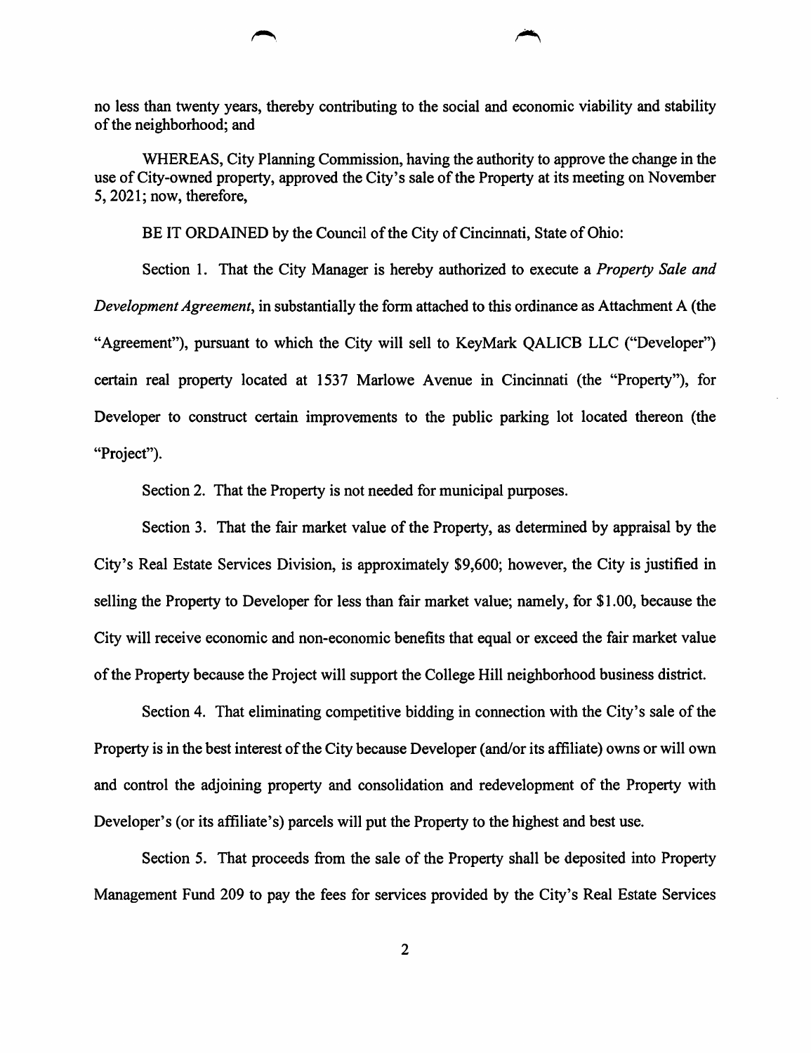no less than twenty years, thereby contributing to the social and economic viability and stability of the neighborhood; and

WHEREAS, City Planning Commission, having the authority to approve the change in the use of City-owned property, approved the City's sale of the Property at its meeting on November 5, 2021; now, therefore,

BE IT ORDAINED by the Council of the City of Cincinnati, State of Ohio:

Section 1. That the City Manager is hereby authorized to execute a *Property Sale and Development Agreement*, in substantially the form attached to this ordinance as Attachment A (the "Agreement"), pursuant to which the City will sell to KeyMark QALICB LLC ("Developer") certain real property located at 1537 Marlowe Avenue in Cincinnati (the "Property"), for Developer to construct certain improvements to the public parking lot located thereon (the "Project").

Section 2. That the Property is not needed for municipal purposes.

Section 3. That the fair market value of the Property, as determined by appraisal by the City's Real Estate Services Division, is approximately $9,600; however, the City is justified in selling the Property to Developer for less than fair market value; namely, for $1.00, because the City will receive economic and non-economic benefits that equal or exceed the fair market value of the Property because the Project will support the College Hill neighborhood business district.

Section 4. That eliminating competitive bidding in connection with the City's sale of the Property is in the best interest of the City because Developer (and/or its affiliate) owns or will own and control the adjoining property and consolidation and redevelopment of the Property with Developer's (or its affiliate's) parcels will put the Property to the highest and best use.

Section 5. That proceeds from the sale of the Property shall be deposited into Property Management Fund 209 to pay the fees for services provided by the City's Real Estate Services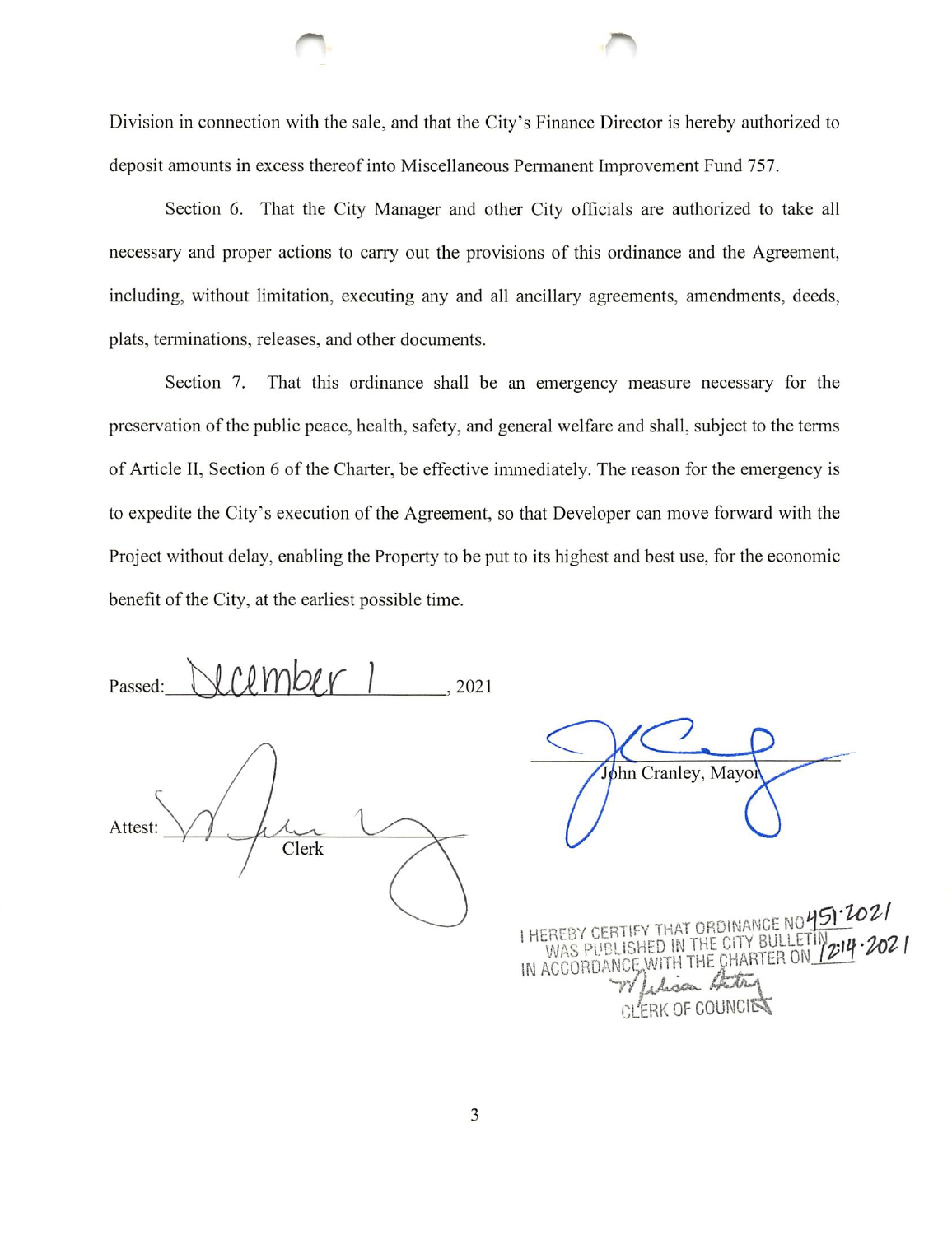Division in connection with the sale, and that the City's Finance Director is hereby authorized to deposit amounts in excess thereof into Miscellaneous Permanent Improvement Fund 757.

Section 6. That the City Manager and other City officials are authorized to take all necessary and proper actions to carry out the provisions of this ordinance and the Agreement, including, without limitation, executing any and all ancillary agreements, amendments, deeds, plats, terminations, releases, and other documents.

Section 7. That this ordinance shall be an emergency measure necessary for the preservation of the public peace, health, safety, and general welfare and shall, subject to the terms of Article II, Section 6 of the Charter, be effective immediately. The reason for the emergency is to expedite the City's execution of the Agreement, so that Developer can move forward with the Project without delay, enabling the Property to be put to its highest and best use, for the economic benefit of the City, at the earliest possible time.

Passed: December 1, 2021

John Cranley, Mayor

Attest: Clerk

I HEREBY CERTIFY THAT ORDINANCE NO 451-2021 WAS PUBLISHED IN THE CITY BULLETIN IN ACCORDANCE WITH THE CHARTER ON 12-14-2021

CLERK OF COUNCIL